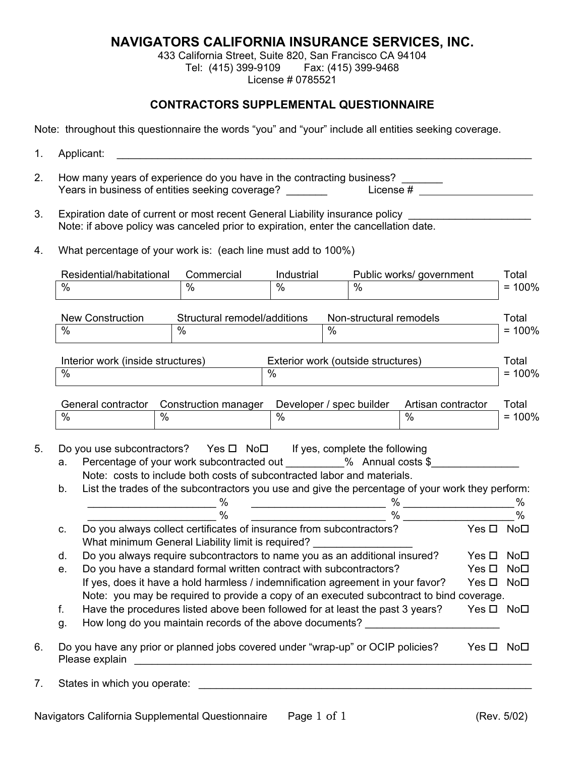# NAVIGATORS CALIFORNIA INSURANCE SERVICES, INC.

433 California Street, Suite 820, San Francisco CA 94104
Tel: (415) 399-9109 Fax: (415) 399-9468
License # 0785521

## CONTRACTORS SUPPLEMENTAL QUESTIONNAIRE

Note: throughout this questionnaire the words "you" and "your" include all entities seeking coverage.

1. Applicant: ___________________________________________________________________________

2. How many years of experience do you have in the contracting business? _______
   Years in business of entities seeking coverage? _______ License # ____________________

3. Expiration date of current or most recent General Liability insurance policy ____________________
   Note: if above policy was canceled prior to expiration, enter the cancellation date.

4. What percentage of your work is: (each line must add to 100%)

| Residential/habitational | Commercial | Industrial | Public works/ government | Total |
|---|---|---|---|---|
| % | % | % | % | = 100% |

| New Construction | Structural remodel/additions | Non-structural remodels | Total |
|---|---|---|---|
| % | % | % | = 100% |

| Interior work (inside structures) | Exterior work (outside structures) | Total |
|---|---|---|
| % | % | = 100% |

| General contractor | Construction manager | Developer / spec builder | Artisan contractor | Total |
|---|---|---|---|---|
| % | % | % | % | = 100% |

5. Do you use subcontractors? Yes ☐ No☐ If yes, complete the following
   a. Percentage of your work subcontracted out __________% Annual costs $_______________
      Note: costs to include both costs of subcontracted labor and materials.
   b. List the trades of the subcontractors you use and give the percentage of your work they perform:
      ______________________ % ________________________ % ___________________ %
      ______________________ % ________________________ % ___________________ %
   c. Do you always collect certificates of insurance from subcontractors? Yes ☐ No☐
      What minimum General Liability limit is required? _________________
   d. Do you always require subcontractors to name you as an additional insured? Yes ☐ No☐
   e. Do you have a standard formal written contract with subcontractors? Yes ☐ No☐
      If yes, does it have a hold harmless / indemnification agreement in your favor? Yes ☐ No☐
      Note: you may be required to provide a copy of an executed subcontract to bind coverage.
   f. Have the procedures listed above been followed for at least the past 3 years? Yes ☐ No☐
   g. How long do you maintain records of the above documents? _______________________

6. Do you have any prior or planned jobs covered under "wrap-up" or OCIP policies? Yes ☐ No☐
   Please explain ______________________________________________________________________

7. States in which you operate: ___________________________________________________________

Navigators California Supplemental Questionnaire (Rev. 5/02)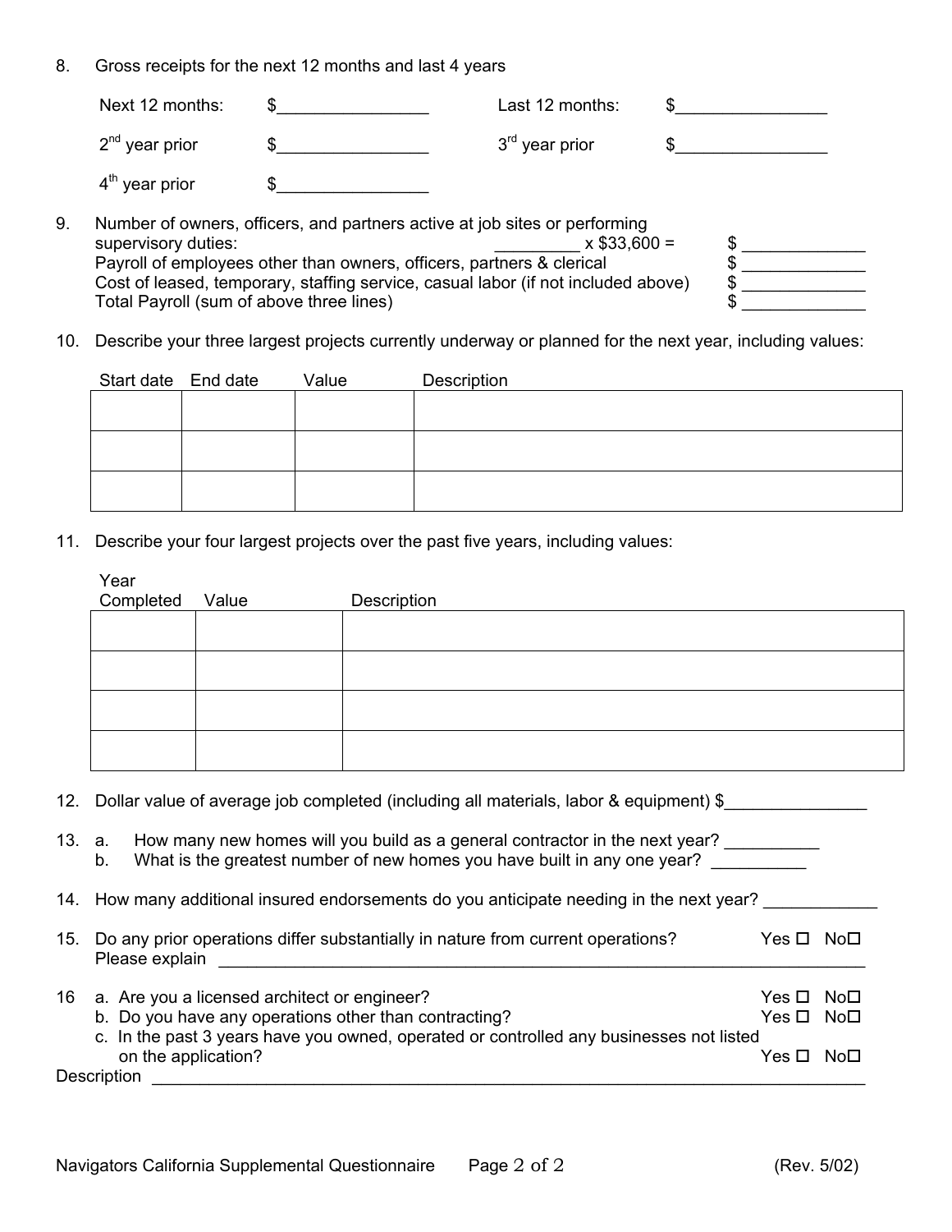8. Gross receipts for the next 12 months and last 4 years

   Next 12 months: $________________ Last 12 months: $________________

   2nd year prior $________________ 3rd year prior $________________

   4th year prior $________________

9. Number of owners, officers, and partners active at job sites or performing supervisory duties: _________ x $33,600 = $ _____________
   Payroll of employees other than owners, officers, partners & clerical $ _____________
   Cost of leased, temporary, staffing service, casual labor (if not included above) $ _____________
   Total Payroll (sum of above three lines) $ _____________

10. Describe your three largest projects currently underway or planned for the next year, including values:

| Start date | End date | Value | Description |
|---|---|---|---|
| | | | |
| | | | |
| | | | |

11. Describe your four largest projects over the past five years, including values:

| Year Completed | Value | Description |
|---|---|---|
| | | |
| | | |
| | | |
| | | |

12. Dollar value of average job completed (including all materials, labor & equipment) $_______________

13. a. How many new homes will you build as a general contractor in the next year? __________
    b. What is the greatest number of new homes you have built in any one year? __________

14. How many additional insured endorsements do you anticipate needing in the next year? ____________

15. Do any prior operations differ substantially in nature from current operations? Yes ☐ No☐
    Please explain ______________________________________________________________________

16 a. Are you a licensed architect or engineer? Yes ☐ No☐
   b. Do you have any operations other than contracting? Yes ☐ No☐
   c. In the past 3 years have you owned, operated or controlled any businesses not listed on the application? Yes ☐ No☐

Description ______________________________________________________________________________

Navigators California Supplemental Questionnaire (Rev. 5/02)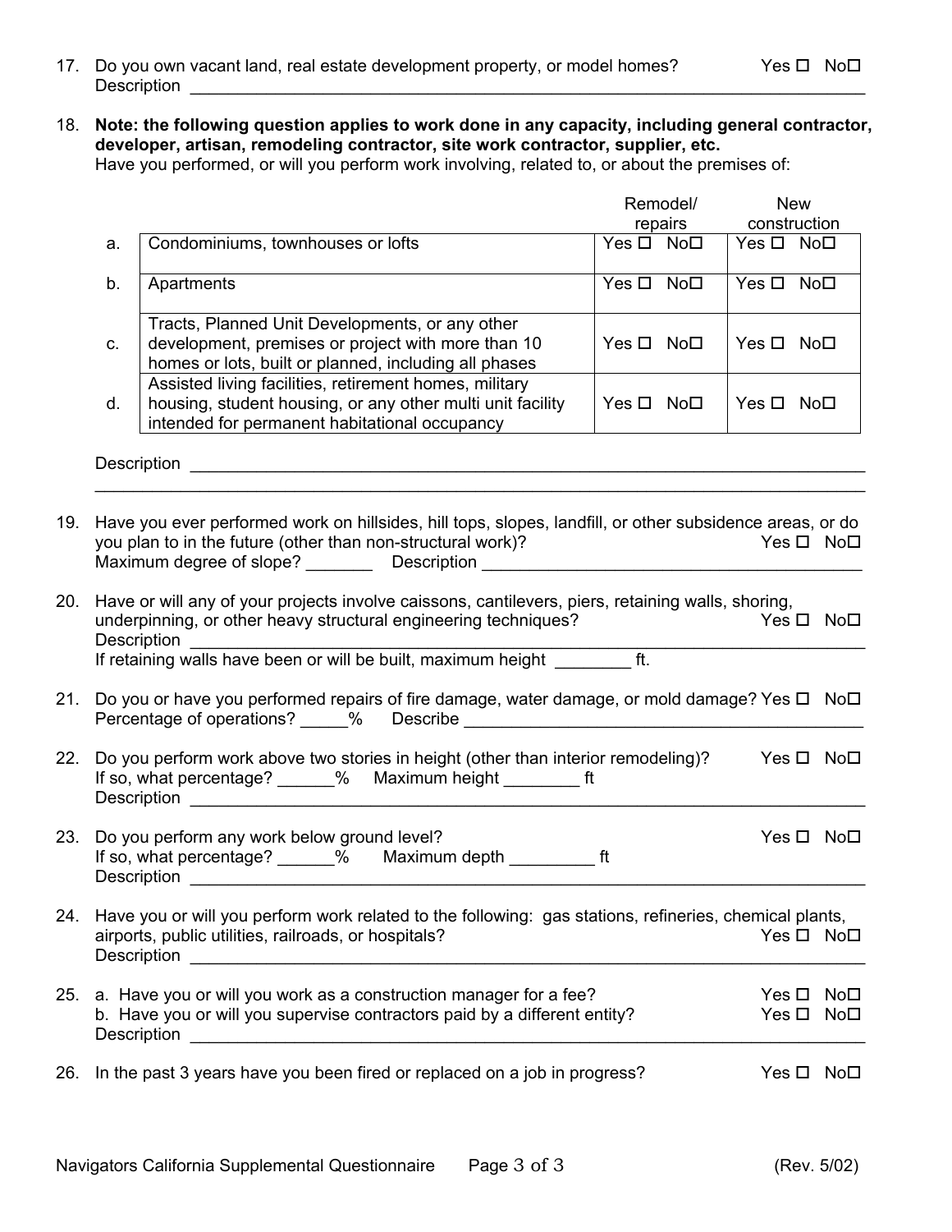17. Do you own vacant land, real estate development property, or model homes? Yes ☐ No☐
    Description ___________________________________________________________________________

18. **Note: the following question applies to work done in any capacity, including general contractor, developer, artisan, remodeling contractor, site work contractor, supplier, etc.**
    Have you performed, or will you perform work involving, related to, or about the premises of:

|   |   | Remodel/ repairs | New construction |
|---|---|---|---|
| a. | Condominiums, townhouses or lofts | Yes ☐ No☐ | Yes ☐ No☐ |
| b. | Apartments | Yes ☐ No☐ | Yes ☐ No☐ |
| c. | Tracts, Planned Unit Developments, or any other development, premises or project with more than 10 homes or lots, built or planned, including all phases | Yes ☐ No☐ | Yes ☐ No☐ |
| d. | Assisted living facilities, retirement homes, military housing, student housing, or any other multi unit facility intended for permanent habitational occupancy | Yes ☐ No☐ | Yes ☐ No☐ |

    Description ___________________________________________________________________________
    _______________________________________________________________________________________

19. Have you ever performed work on hillsides, hill tops, slopes, landfill, or other subsidence areas, or do you plan to in the future (other than non-structural work)? Yes ☐ No☐
    Maximum degree of slope? _______ Description ___________________________________________

20. Have or will any of your projects involve caissons, cantilevers, piers, retaining walls, shoring, underpinning, or other heavy structural engineering techniques? Yes ☐ No☐
    Description ___________________________________________________________________________
    If retaining walls have been or will be built, maximum height ________ ft.

21. Do you or have you performed repairs of fire damage, water damage, or mold damage? Yes ☐ No☐
    Percentage of operations? _____% Describe ______________________________________________

22. Do you perform work above two stories in height (other than interior remodeling)? Yes ☐ No☐
    If so, what percentage? ______% Maximum height ________ ft
    Description ___________________________________________________________________________

23. Do you perform any work below ground level? Yes ☐ No☐
    If so, what percentage? ______% Maximum depth _________ ft
    Description ___________________________________________________________________________

24. Have you or will you perform work related to the following: gas stations, refineries, chemical plants, airports, public utilities, railroads, or hospitals? Yes ☐ No☐
    Description ___________________________________________________________________________

25. a. Have you or will you work as a construction manager for a fee? Yes ☐ No☐
    b. Have you or will you supervise contractors paid by a different entity? Yes ☐ No☐
    Description ___________________________________________________________________________

26. In the past 3 years have you been fired or replaced on a job in progress? Yes ☐ No☐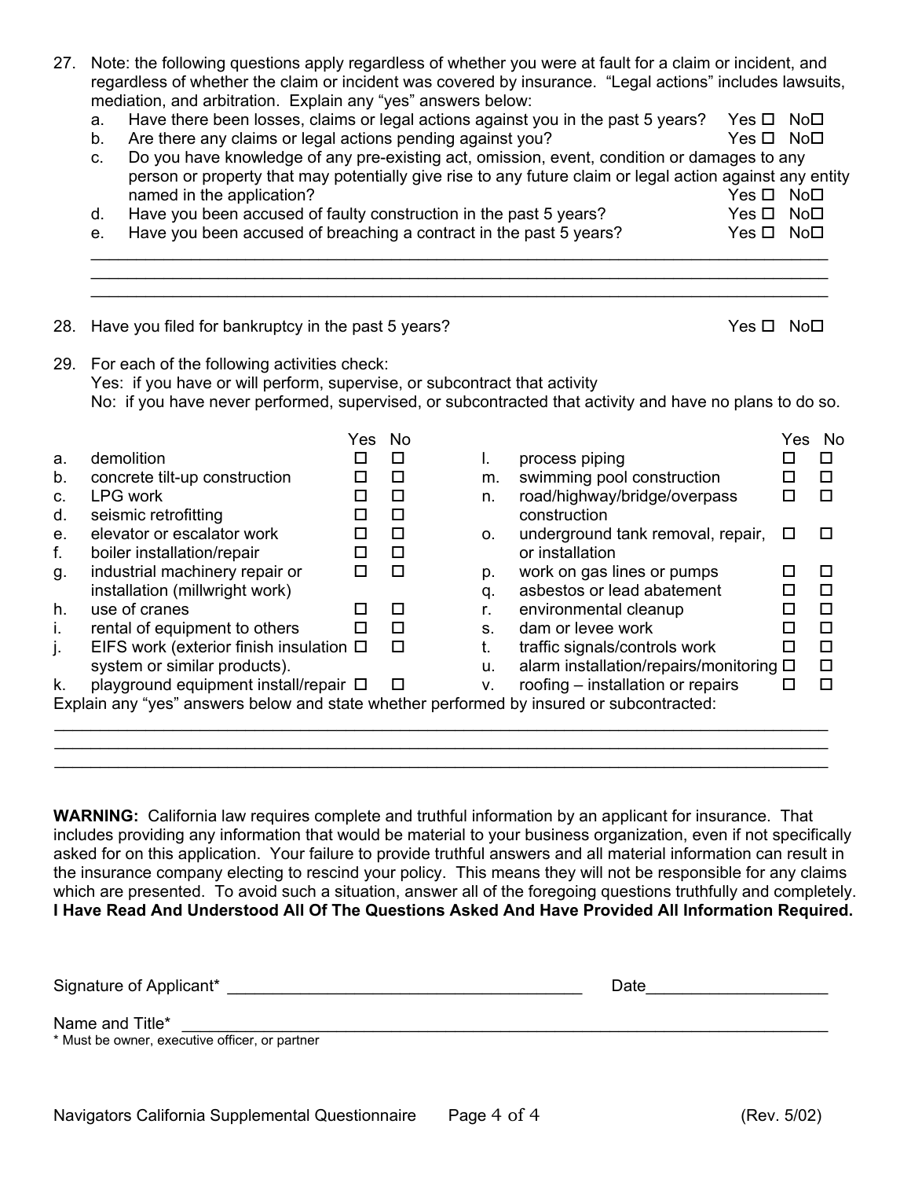27. Note: the following questions apply regardless of whether you were at fault for a claim or incident, and regardless of whether the claim or incident was covered by insurance. "Legal actions" includes lawsuits, mediation, and arbitration. Explain any "yes" answers below:
    a. Have there been losses, claims or legal actions against you in the past 5 years? Yes ☐ No☐
    b. Are there any claims or legal actions pending against you? Yes ☐ No☐
    c. Do you have knowledge of any pre-existing act, omission, event, condition or damages to any person or property that may potentially give rise to any future claim or legal action against any entity named in the application? Yes ☐ No☐
    d. Have you been accused of faulty construction in the past 5 years? Yes ☐ No☐
    e. Have you been accused of breaching a contract in the past 5 years? Yes ☐ No☐

______________________________________________________________________________
______________________________________________________________________________
______________________________________________________________________________

28. Have you filed for bankruptcy in the past 5 years? Yes ☐ No☐

29. For each of the following activities check:
    Yes: if you have or will perform, supervise, or subcontract that activity
    No: if you have never performed, supervised, or subcontracted that activity and have no plans to do so.

| | | Yes | No | | | Yes | No |
|---|---|---|---|---|---|---|---|
| a. | demolition | ☐ | ☐ | l. | process piping | ☐ | ☐ |
| b. | concrete tilt-up construction | ☐ | ☐ | m. | swimming pool construction | ☐ | ☐ |
| c. | LPG work | ☐ | ☐ | n. | road/highway/bridge/overpass construction | ☐ | ☐ |
| d. | seismic retrofitting | ☐ | ☐ | o. | underground tank removal, repair, or installation | ☐ | ☐ |
| e. | elevator or escalator work | ☐ | ☐ | p. | work on gas lines or pumps | ☐ | ☐ |
| f. | boiler installation/repair | ☐ | ☐ | q. | asbestos or lead abatement | ☐ | ☐ |
| g. | industrial machinery repair or installation (millwright work) | ☐ | ☐ | r. | environmental cleanup | ☐ | ☐ |
| h. | use of cranes | ☐ | ☐ | s. | dam or levee work | ☐ | ☐ |
| i. | rental of equipment to others | ☐ | ☐ | t. | traffic signals/controls work | ☐ | ☐ |
| j. | EIFS work (exterior finish insulation system or similar products). | ☐ | ☐ | u. | alarm installation/repairs/monitoring | ☐ | ☐ |
| k. | playground equipment install/repair | ☐ | ☐ | v. | roofing – installation or repairs | ☐ | ☐ |

Explain any "yes" answers below and state whether performed by insured or subcontracted:

______________________________________________________________________________
______________________________________________________________________________
______________________________________________________________________________

**WARNING:** California law requires complete and truthful information by an applicant for insurance. That includes providing any information that would be material to your business organization, even if not specifically asked for on this application. Your failure to provide truthful answers and all material information can result in the insurance company electing to rescind your policy. This means they will not be responsible for any claims which are presented. To avoid such a situation, answer all of the foregoing questions truthfully and completely. **I Have Read And Understood All Of The Questions Asked And Have Provided All Information Required.**

Signature of Applicant* ________________________________ Date__________________

Name and Title* ______________________________________________________________

\* Must be owner, executive officer, or partner

Navigators California Supplemental Questionnaire (Rev. 5/02)